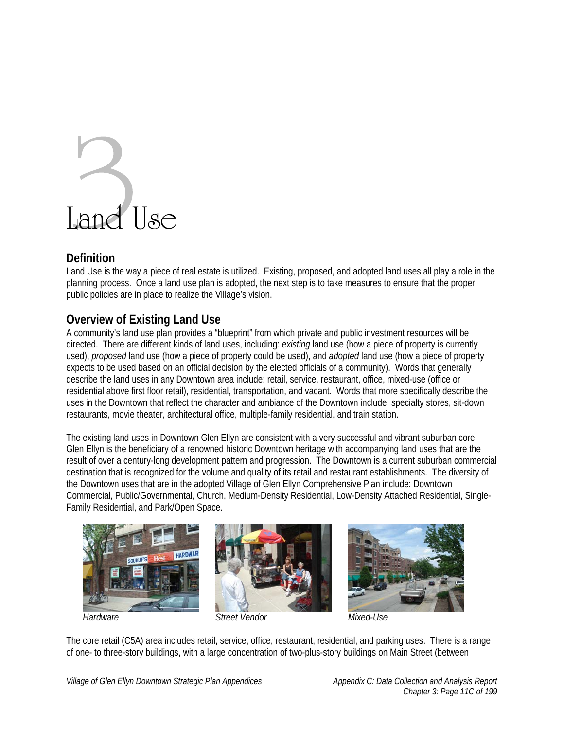# 3 Land Use

## Definition

Land Use is the way a piece of real estate is utilized. Existing, proposed, and adopted land uses all play a role in the planning process. Once a land use plan is adopted, the next step is to take measures to ensure that the proper public policies are in place to realize the Village's vision.

## Overview of Existing Land Use

A community's land use plan provides a "blueprint" from which private and public investment resources will be directed. There are different kinds of land uses, including: *existing* land use (how a piece of property is currently used), *proposed* land use (how a piece of property could be used), and *adopted* land use (how a piece of property expects to be used based on an official decision by the elected officials of a community). Words that generally describe the land uses in any Downtown area include: retail, service, restaurant, office, mixed-use (office or residential above first floor retail), residential, transportation, and vacant. Words that more specifically describe the uses in the Downtown that reflect the character and ambiance of the Downtown include: specialty stores, sit-down restaurants, movie theater, architectural office, multiple-family residential, and train station.

The existing land uses in Downtown Glen Ellyn are consistent with a very successful and vibrant suburban core. Glen Ellyn is the beneficiary of a renowned historic Downtown heritage with accompanying land uses that are the result of over a century-long development pattern and progression. The Downtown is a current suburban commercial destination that is recognized for the volume and quality of its retail and restaurant establishments. The diversity of the Downtown uses that are in the adopted Village of Glen Ellyn Comprehensive Plan include: Downtown Commercial, Public/Governmental, Church, Medium-Density Residential, Low-Density Attached Residential, Single-Family Residential, and Park/Open Space.

*Hardware*

*Street Vendor*

*Mixed-Use*

The core retail (C5A) area includes retail, service, office, restaurant, residential, and parking uses. There is a range of one- to three-story buildings, with a large concentration of two-plus-story buildings on Main Street (between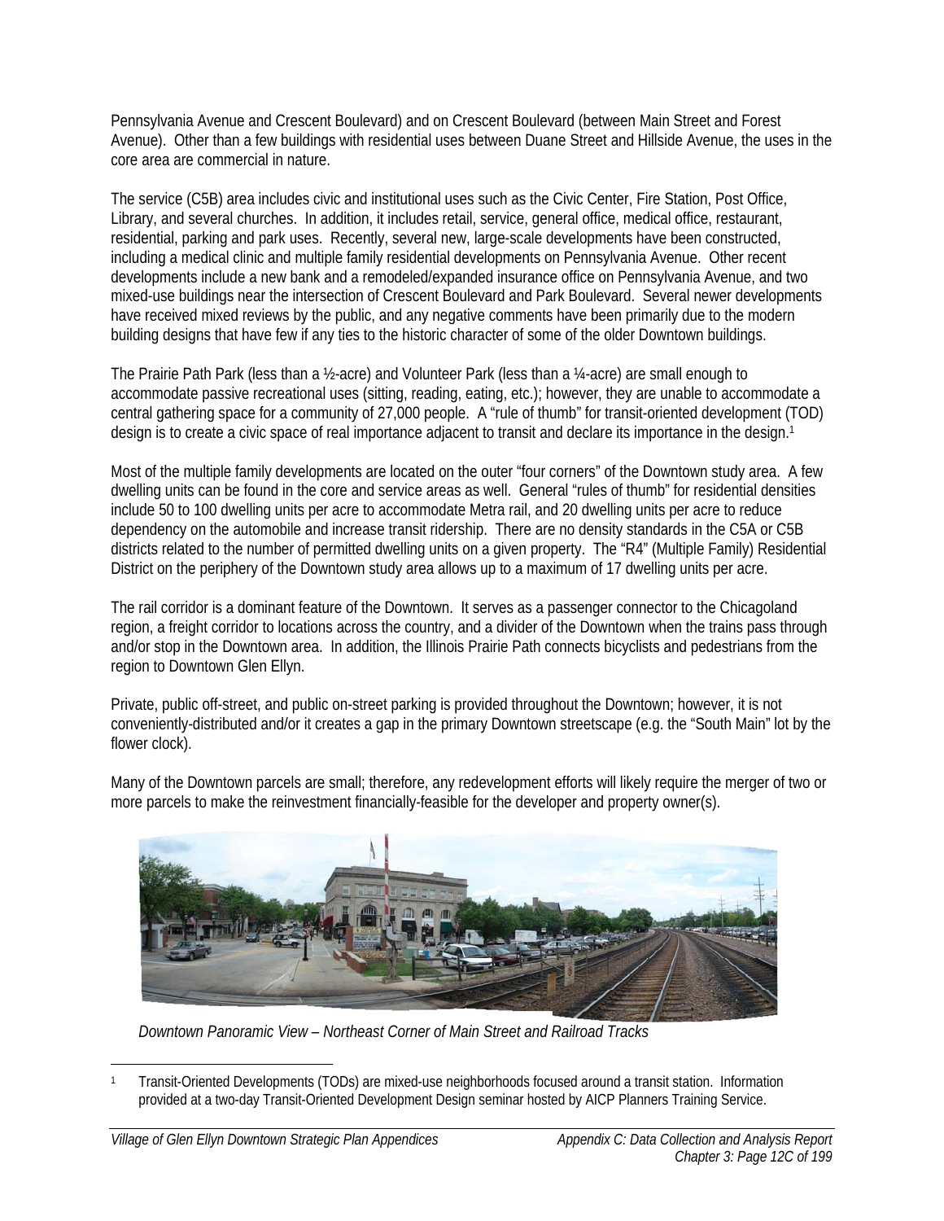Pennsylvania Avenue and Crescent Boulevard) and on Crescent Boulevard (between Main Street and Forest Avenue). Other than a few buildings with residential uses between Duane Street and Hillside Avenue, the uses in the core area are commercial in nature.

The service (C5B) area includes civic and institutional uses such as the Civic Center, Fire Station, Post Office, Library, and several churches. In addition, it includes retail, service, general office, medical office, restaurant, residential, parking and park uses. Recently, several new, large-scale developments have been constructed, including a medical clinic and multiple family residential developments on Pennsylvania Avenue. Other recent developments include a new bank and a remodeled/expanded insurance office on Pennsylvania Avenue, and two mixed-use buildings near the intersection of Crescent Boulevard and Park Boulevard. Several newer developments have received mixed reviews by the public, and any negative comments have been primarily due to the modern building designs that have few if any ties to the historic character of some of the older Downtown buildings.

The Prairie Path Park (less than a ½-acre) and Volunteer Park (less than a ¼-acre) are small enough to accommodate passive recreational uses (sitting, reading, eating, etc.); however, they are unable to accommodate a central gathering space for a community of 27,000 people. A "rule of thumb" for transit-oriented development (TOD) design is to create a civic space of real importance adjacent to transit and declare its importance in the design.[1]

Most of the multiple family developments are located on the outer "four corners" of the Downtown study area. A few dwelling units can be found in the core and service areas as well. General "rules of thumb" for residential densities include 50 to 100 dwelling units per acre to accommodate Metra rail, and 20 dwelling units per acre to reduce dependency on the automobile and increase transit ridership. There are no density standards in the C5A or C5B districts related to the number of permitted dwelling units on a given property. The "R4" (Multiple Family) Residential District on the periphery of the Downtown study area allows up to a maximum of 17 dwelling units per acre.

The rail corridor is a dominant feature of the Downtown. It serves as a passenger connector to the Chicagoland region, a freight corridor to locations across the country, and a divider of the Downtown when the trains pass through and/or stop in the Downtown area. In addition, the Illinois Prairie Path connects bicyclists and pedestrians from the region to Downtown Glen Ellyn.

Private, public off-street, and public on-street parking is provided throughout the Downtown; however, it is not conveniently-distributed and/or it creates a gap in the primary Downtown streetscape (e.g. the "South Main" lot by the flower clock).

Many of the Downtown parcels are small; therefore, any redevelopment efforts will likely require the merger of two or more parcels to make the reinvestment financially-feasible for the developer and property owner(s).

*Downtown Panoramic View – Northeast Corner of Main Street and Railroad Tracks*

[1] Transit-Oriented Developments (TODs) are mixed-use neighborhoods focused around a transit station. Information provided at a two-day Transit-Oriented Development Design seminar hosted by AICP Planners Training Service.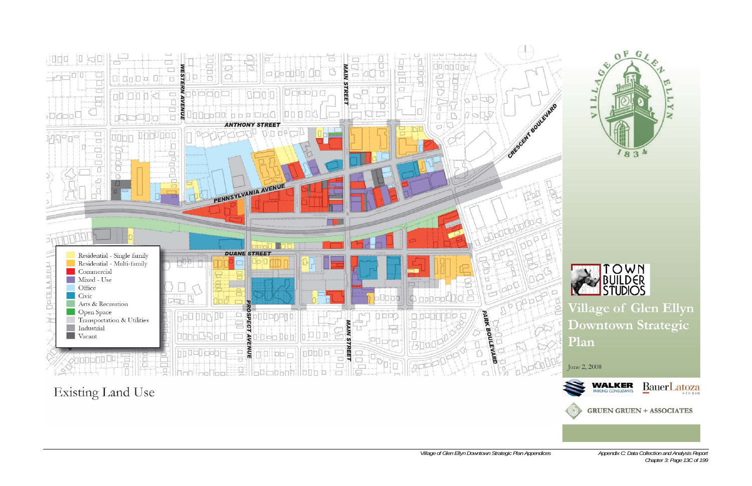# Existing Land Use

ANTHONY STREET

PENNSYLVANIA AVENUE

DUANE STREET

WESTERN AVENUE

MAIN STREET

PROSPECT AVENUE

PARK BOULEVARD

CRESCENT BOULEVARD

- Residential - Single family
- Residential - Multi-family
- Commercial
- Mixed - Use
- Office
- Civic
- Arts & Recreation
- Open Space
- Transportation & Utilities
- Industrial
- Vacant

VILLAGE OF GLEN ELLYN 1834

TOWN BUILDER STUDIOS

## Village of Glen Ellyn Downtown Strategic Plan

June 2, 2008

WALKER PARKING CONSULTANTS

BauerLatoza STUDIO

GRUEN GRUEN + ASSOCIATES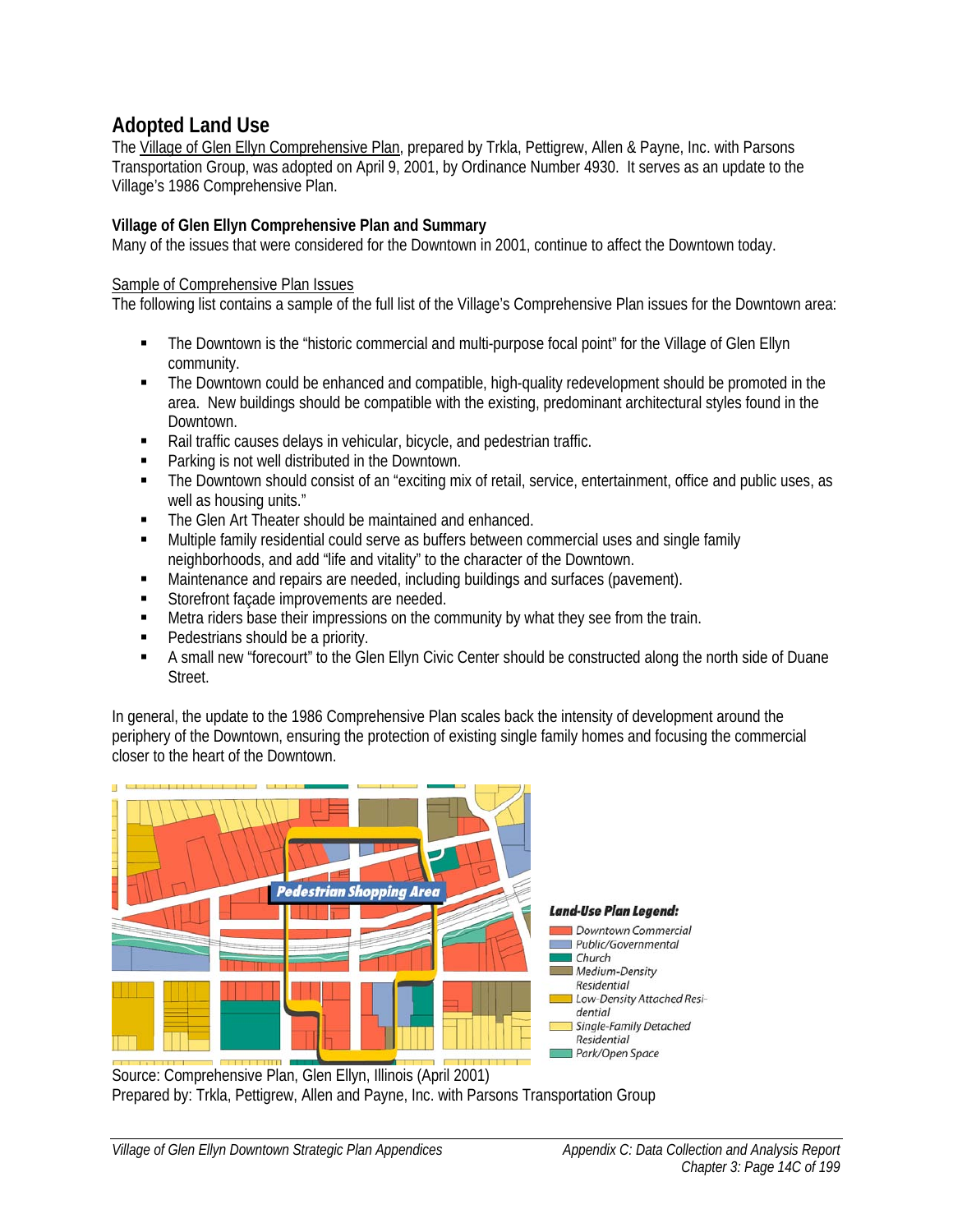## Adopted Land Use

The Village of Glen Ellyn Comprehensive Plan, prepared by Trkla, Pettigrew, Allen & Payne, Inc. with Parsons Transportation Group, was adopted on April 9, 2001, by Ordinance Number 4930. It serves as an update to the Village's 1986 Comprehensive Plan.

### Village of Glen Ellyn Comprehensive Plan and Summary

Many of the issues that were considered for the Downtown in 2001, continue to affect the Downtown today.

Sample of Comprehensive Plan Issues

The following list contains a sample of the full list of the Village's Comprehensive Plan issues for the Downtown area:

- The Downtown is the "historic commercial and multi-purpose focal point" for the Village of Glen Ellyn community.
- The Downtown could be enhanced and compatible, high-quality redevelopment should be promoted in the area. New buildings should be compatible with the existing, predominant architectural styles found in the Downtown.
- Rail traffic causes delays in vehicular, bicycle, and pedestrian traffic.
- Parking is not well distributed in the Downtown.
- The Downtown should consist of an "exciting mix of retail, service, entertainment, office and public uses, as well as housing units."
- The Glen Art Theater should be maintained and enhanced.
- Multiple family residential could serve as buffers between commercial uses and single family neighborhoods, and add "life and vitality" to the character of the Downtown.
- Maintenance and repairs are needed, including buildings and surfaces (pavement).
- Storefront façade improvements are needed.
- Metra riders base their impressions on the community by what they see from the train.
- Pedestrians should be a priority.
- A small new "forecourt" to the Glen Ellyn Civic Center should be constructed along the north side of Duane Street.

In general, the update to the 1986 Comprehensive Plan scales back the intensity of development around the periphery of the Downtown, ensuring the protection of existing single family homes and focusing the commercial closer to the heart of the Downtown.

Source: Comprehensive Plan, Glen Ellyn, Illinois (April 2001)
Prepared by: Trkla, Pettigrew, Allen and Payne, Inc. with Parsons Transportation Group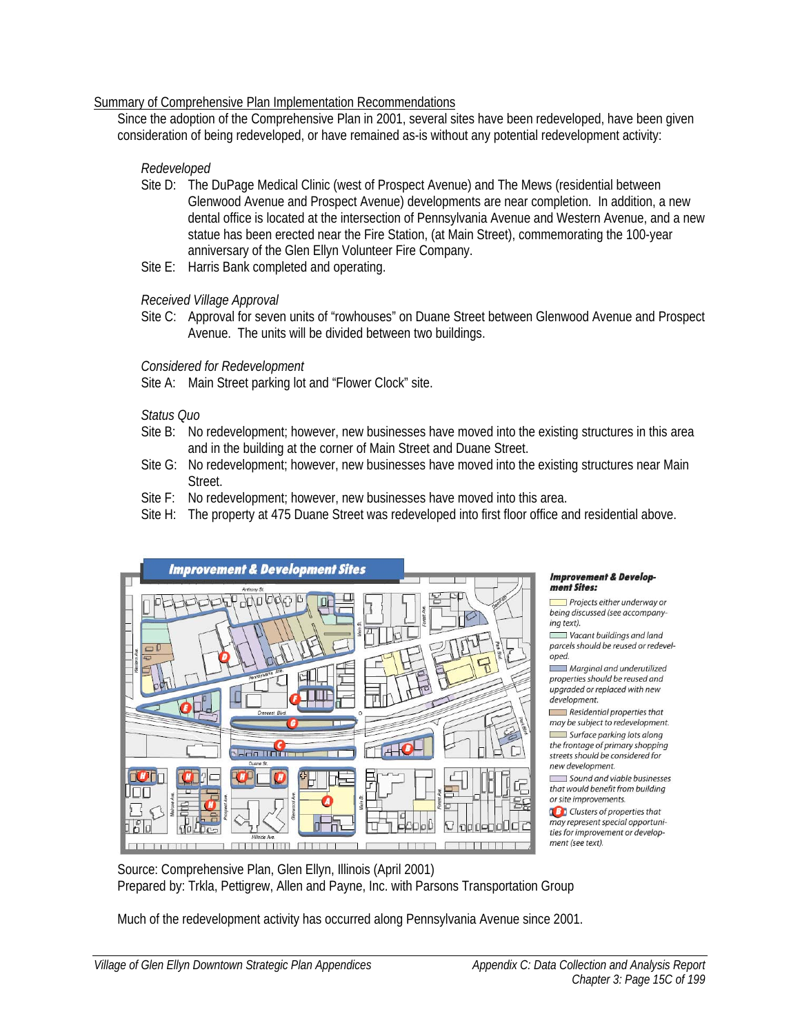Summary of Comprehensive Plan Implementation Recommendations

Since the adoption of the Comprehensive Plan in 2001, several sites have been redeveloped, have been given consideration of being redeveloped, or have remained as-is without any potential redevelopment activity:

*Redeveloped*

Site D: The DuPage Medical Clinic (west of Prospect Avenue) and The Mews (residential between Glenwood Avenue and Prospect Avenue) developments are near completion. In addition, a new dental office is located at the intersection of Pennsylvania Avenue and Western Avenue, and a new statue has been erected near the Fire Station, (at Main Street), commemorating the 100-year anniversary of the Glen Ellyn Volunteer Fire Company.

Site E: Harris Bank completed and operating.

*Received Village Approval*

Site C: Approval for seven units of "rowhouses" on Duane Street between Glenwood Avenue and Prospect Avenue. The units will be divided between two buildings.

*Considered for Redevelopment*

Site A: Main Street parking lot and "Flower Clock" site.

*Status Quo*

Site B: No redevelopment; however, new businesses have moved into the existing structures in this area and in the building at the corner of Main Street and Duane Street.

Site G: No redevelopment; however, new businesses have moved into the existing structures near Main Street.

Site F: No redevelopment; however, new businesses have moved into this area.

Site H: The property at 475 Duane Street was redeveloped into first floor office and residential above.

**Improvement & Development Sites**

***Improvement & Development Sites:***

- *Projects either underway or being discussed (see accompanying text).*
- *Vacant buildings and land parcels should be reused or redeveloped.*
- *Marginal and underutilized properties should be reused and upgraded or replaced with new development.*
- *Residential properties that may be subject to redevelopment.*
- *Surface parking lots along the frontage of primary shopping streets should be considered for new development.*
- *Sound and viable businesses that would benefit from building or site improvements.*
- *Clusters of properties that may represent special opportunities for improvement or development (see text).*

Source: Comprehensive Plan, Glen Ellyn, Illinois (April 2001)
Prepared by: Trkla, Pettigrew, Allen and Payne, Inc. with Parsons Transportation Group

Much of the redevelopment activity has occurred along Pennsylvania Avenue since 2001.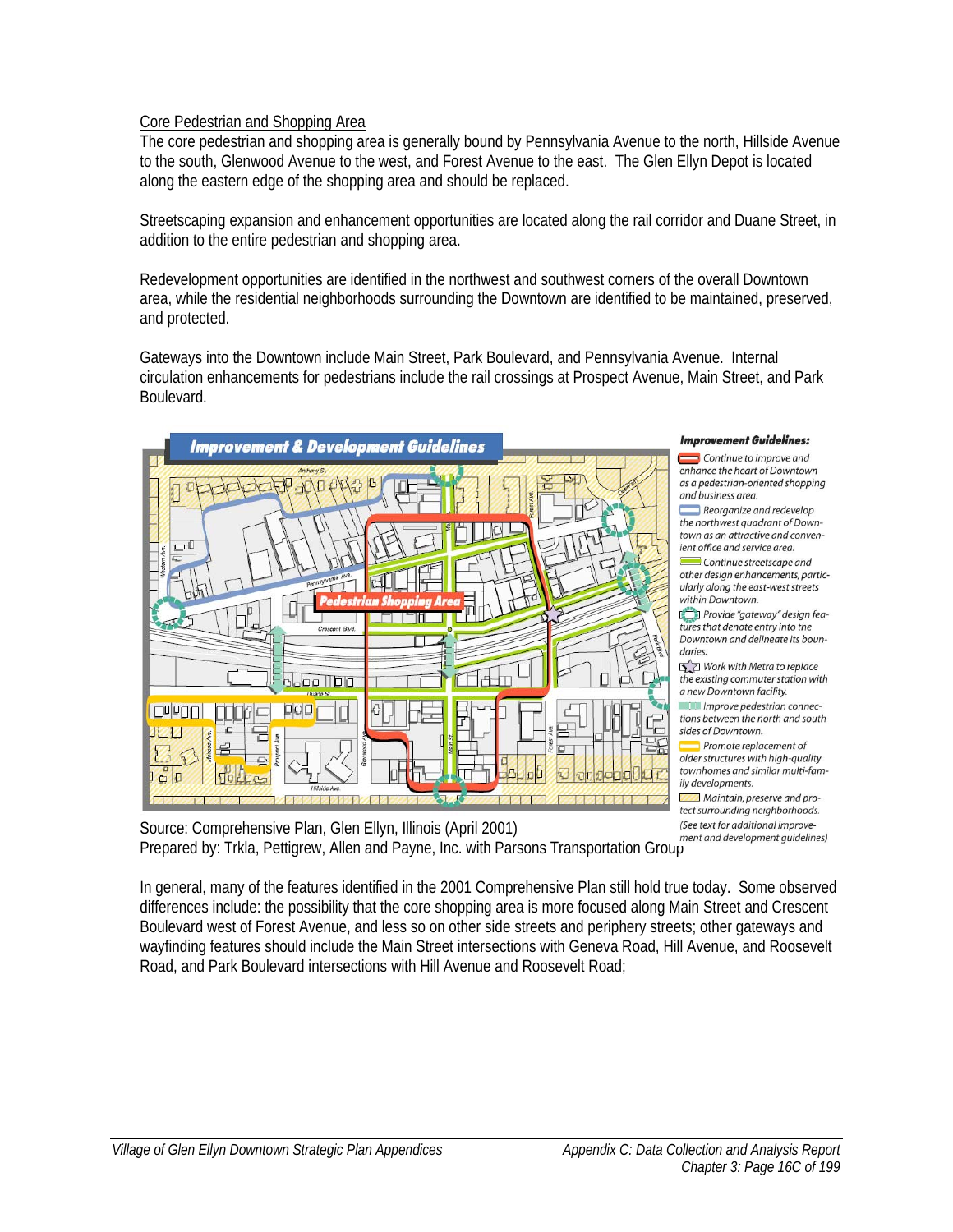<u>Core Pedestrian and Shopping Area</u>

The core pedestrian and shopping area is generally bound by Pennsylvania Avenue to the north, Hillside Avenue to the south, Glenwood Avenue to the west, and Forest Avenue to the east. The Glen Ellyn Depot is located along the eastern edge of the shopping area and should be replaced.

Streetscaping expansion and enhancement opportunities are located along the rail corridor and Duane Street, in addition to the entire pedestrian and shopping area.

Redevelopment opportunities are identified in the northwest and southwest corners of the overall Downtown area, while the residential neighborhoods surrounding the Downtown are identified to be maintained, preserved, and protected.

Gateways into the Downtown include Main Street, Park Boulevard, and Pennsylvania Avenue. Internal circulation enhancements for pedestrians include the rail crossings at Prospect Avenue, Main Street, and Park Boulevard.

Source: Comprehensive Plan, Glen Ellyn, Illinois (April 2001)
Prepared by: Trkla, Pettigrew, Allen and Payne, Inc. with Parsons Transportation Group

In general, many of the features identified in the 2001 Comprehensive Plan still hold true today. Some observed differences include: the possibility that the core shopping area is more focused along Main Street and Crescent Boulevard west of Forest Avenue, and less so on other side streets and periphery streets; other gateways and wayfinding features should include the Main Street intersections with Geneva Road, Hill Avenue, and Roosevelt Road, and Park Boulevard intersections with Hill Avenue and Roosevelt Road;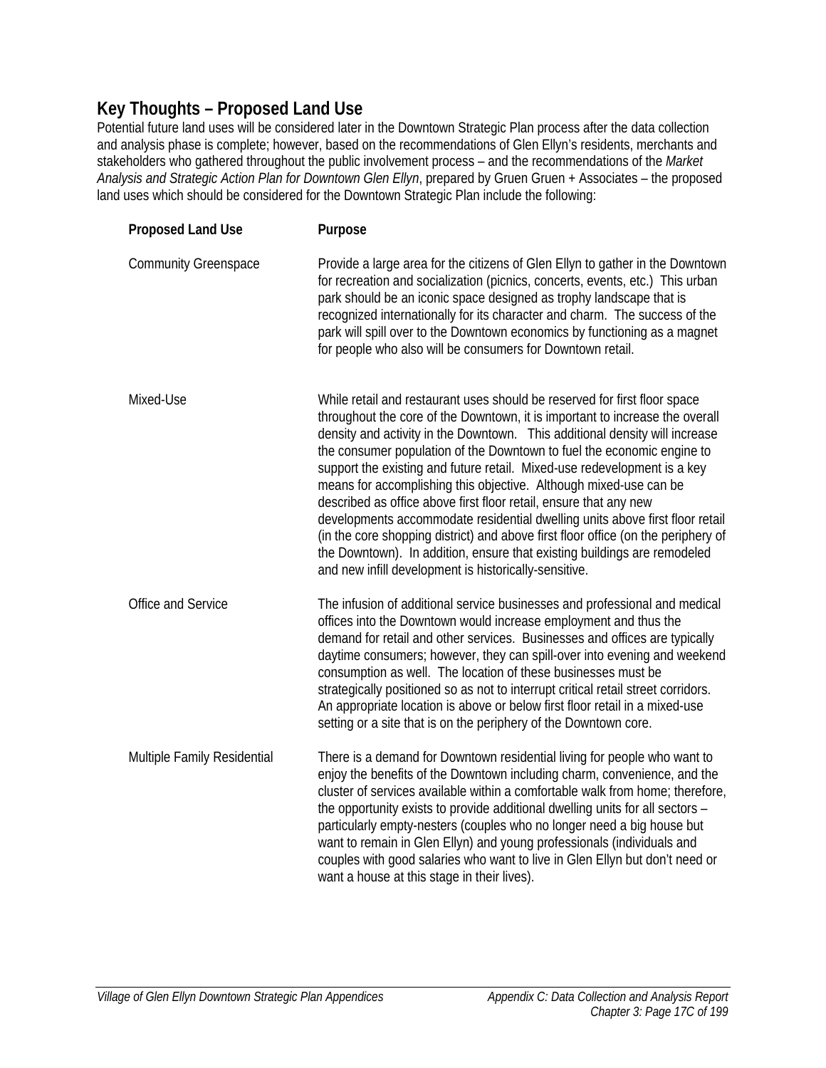## Key Thoughts – Proposed Land Use

Potential future land uses will be considered later in the Downtown Strategic Plan process after the data collection and analysis phase is complete; however, based on the recommendations of Glen Ellyn's residents, merchants and stakeholders who gathered throughout the public involvement process – and the recommendations of the *Market Analysis and Strategic Action Plan for Downtown Glen Ellyn*, prepared by Gruen Gruen + Associates – the proposed land uses which should be considered for the Downtown Strategic Plan include the following:

| Proposed Land Use | Purpose |
|---|---|
| Community Greenspace | Provide a large area for the citizens of Glen Ellyn to gather in the Downtown for recreation and socialization (picnics, concerts, events, etc.) This urban park should be an iconic space designed as trophy landscape that is recognized internationally for its character and charm. The success of the park will spill over to the Downtown economics by functioning as a magnet for people who also will be consumers for Downtown retail. |
| Mixed-Use | While retail and restaurant uses should be reserved for first floor space throughout the core of the Downtown, it is important to increase the overall density and activity in the Downtown. This additional density will increase the consumer population of the Downtown to fuel the economic engine to support the existing and future retail. Mixed-use redevelopment is a key means for accomplishing this objective. Although mixed-use can be described as office above first floor retail, ensure that any new developments accommodate residential dwelling units above first floor retail (in the core shopping district) and above first floor office (on the periphery of the Downtown). In addition, ensure that existing buildings are remodeled and new infill development is historically-sensitive. |
| Office and Service | The infusion of additional service businesses and professional and medical offices into the Downtown would increase employment and thus the demand for retail and other services. Businesses and offices are typically daytime consumers; however, they can spill-over into evening and weekend consumption as well. The location of these businesses must be strategically positioned so as not to interrupt critical retail street corridors. An appropriate location is above or below first floor retail in a mixed-use setting or a site that is on the periphery of the Downtown core. |
| Multiple Family Residential | There is a demand for Downtown residential living for people who want to enjoy the benefits of the Downtown including charm, convenience, and the cluster of services available within a comfortable walk from home; therefore, the opportunity exists to provide additional dwelling units for all sectors – particularly empty-nesters (couples who no longer need a big house but want to remain in Glen Ellyn) and young professionals (individuals and couples with good salaries who want to live in Glen Ellyn but don't need or want a house at this stage in their lives). |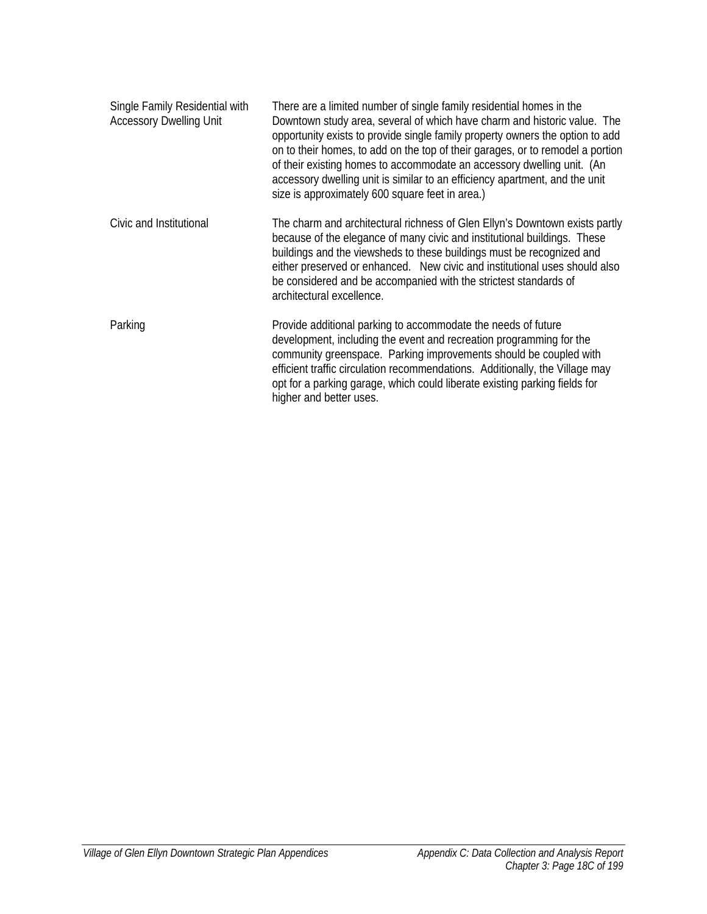| | |
|---|---|
| Single Family Residential with Accessory Dwelling Unit | There are a limited number of single family residential homes in the Downtown study area, several of which have charm and historic value. The opportunity exists to provide single family property owners the option to add on to their homes, to add on the top of their garages, or to remodel a portion of their existing homes to accommodate an accessory dwelling unit. (An accessory dwelling unit is similar to an efficiency apartment, and the unit size is approximately 600 square feet in area.) |
| Civic and Institutional | The charm and architectural richness of Glen Ellyn's Downtown exists partly because of the elegance of many civic and institutional buildings. These buildings and the viewsheds to these buildings must be recognized and either preserved or enhanced. New civic and institutional uses should also be considered and be accompanied with the strictest standards of architectural excellence. |
| Parking | Provide additional parking to accommodate the needs of future development, including the event and recreation programming for the community greenspace. Parking improvements should be coupled with efficient traffic circulation recommendations. Additionally, the Village may opt for a parking garage, which could liberate existing parking fields for higher and better uses. |